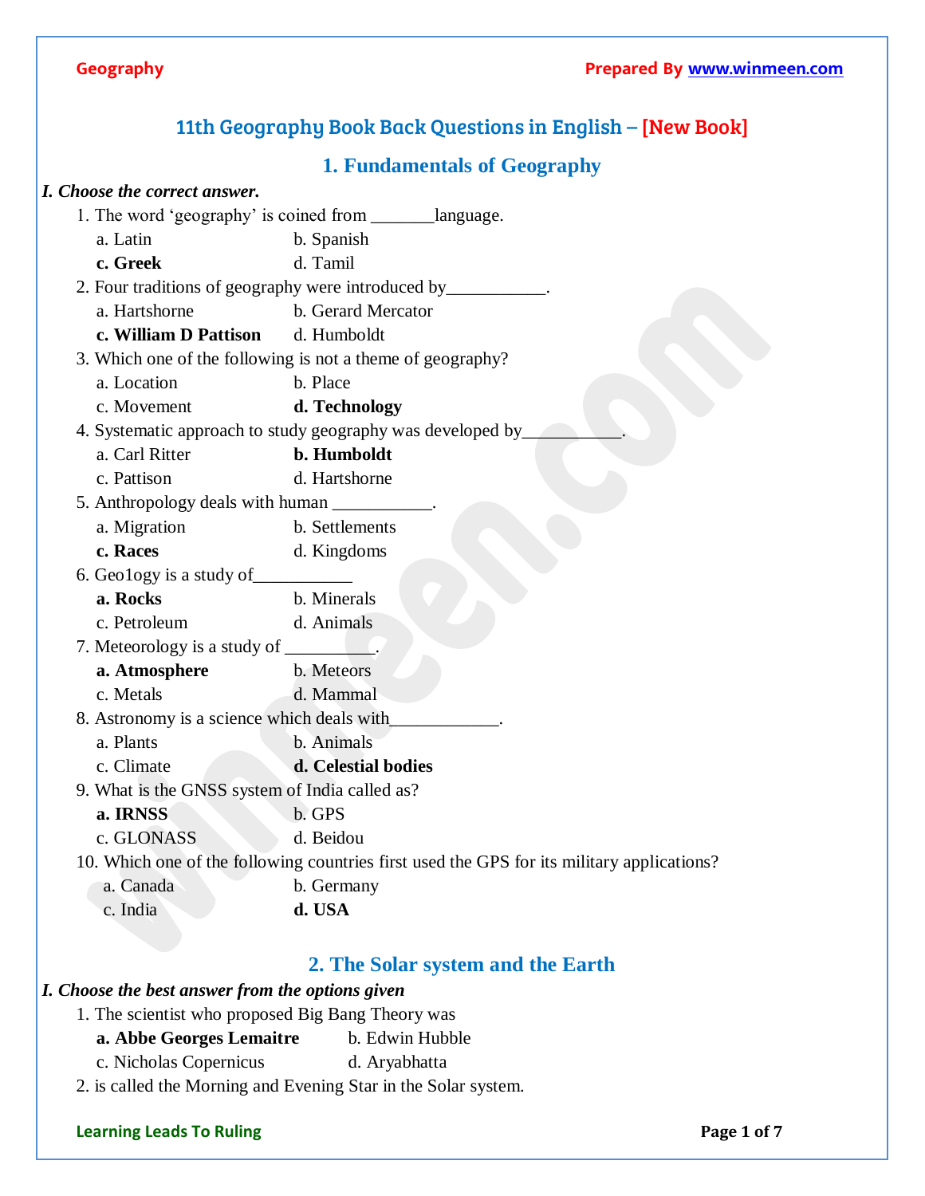# 11th Geography Book Back Questions in English – [New Book]

## 1. Fundamentals of Geography

***I. Choose the correct answer.***

1. The word 'geography' is coined from _______language.
   - a. Latin
   - b. Spanish
   - **c. Greek**
   - d. Tamil
2. Four traditions of geography were introduced by___________.
   - a. Hartshorne
   - b. Gerard Mercator
   - **c. William D Pattison**
   - d. Humboldt
3. Which one of the following is not a theme of geography?
   - a. Location
   - b. Place
   - c. Movement
   - **d. Technology**
4. Systematic approach to study geography was developed by___________.
   - a. Carl Ritter
   - **b. Humboldt**
   - c. Pattison
   - d. Hartshorne
5. Anthropology deals with human ___________.
   - a. Migration
   - b. Settlements
   - **c. Races**
   - d. Kingdoms
6. Geo1ogy is a study of___________
   - **a. Rocks**
   - b. Minerals
   - c. Petroleum
   - d. Animals
7. Meteorology is a study of __________.
   - **a. Atmosphere**
   - b. Meteors
   - c. Metals
   - d. Mammal
8. Astronomy is a science which deals with____________.
   - a. Plants
   - b. Animals
   - c. Climate
   - **d. Celestial bodies**
9. What is the GNSS system of India called as?
   - **a. IRNSS**
   - b. GPS
   - c. GLONASS
   - d. Beidou
10. Which one of the following countries first used the GPS for its military applications?
    - a. Canada
    - b. Germany
    - c. India
    - **d. USA**

## 2. The Solar system and the Earth

***I. Choose the best answer from the options given***

1. The scientist who proposed Big Bang Theory was
   - **a. Abbe Georges Lemaitre**
   - b. Edwin Hubble
   - c. Nicholas Copernicus
   - d. Aryabhatta
2. is called the Morning and Evening Star in the Solar system.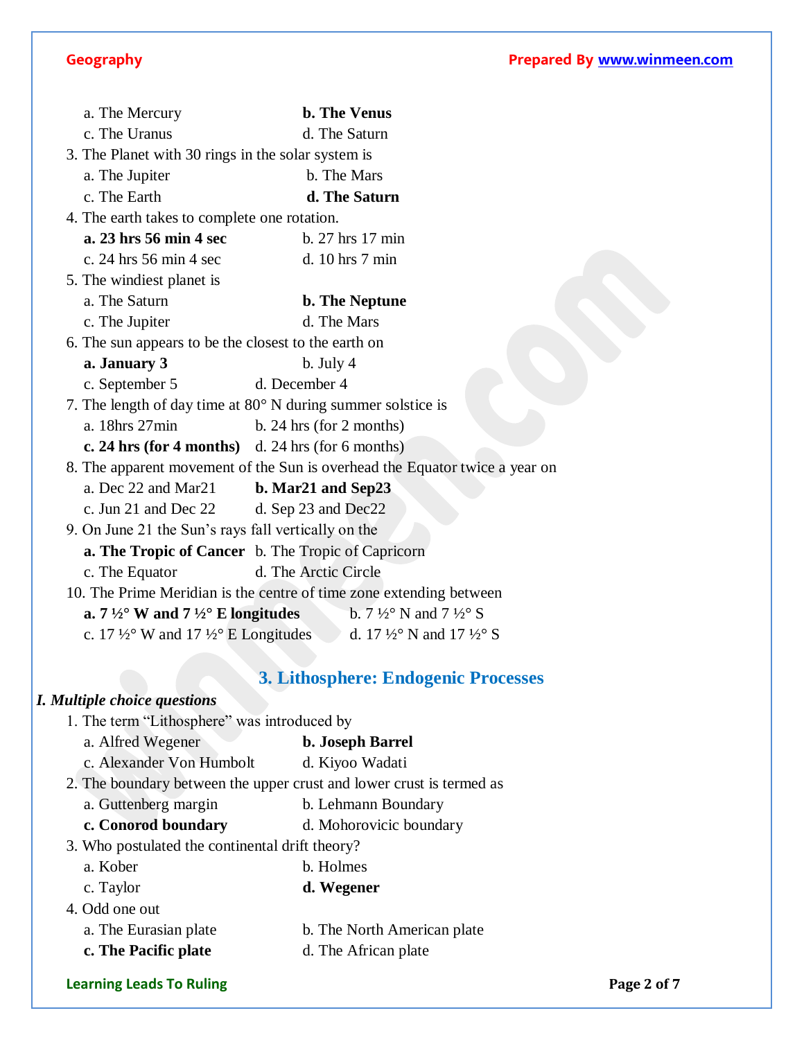a. The Mercury **b. The Venus**
c. The Uranus d. The Saturn

3. The Planet with 30 rings in the solar system is
   a. The Jupiter b. The Mars
   c. The Earth **d. The Saturn**
4. The earth takes to complete one rotation.
   **a. 23 hrs 56 min 4 sec** b. 27 hrs 17 min
   c. 24 hrs 56 min 4 sec d. 10 hrs 7 min
5. The windiest planet is
   a. The Saturn **b. The Neptune**
   c. The Jupiter d. The Mars
6. The sun appears to be the closest to the earth on
   **a. January 3** b. July 4
   c. September 5 d. December 4
7. The length of day time at 80° N during summer solstice is
   a. 18hrs 27min b. 24 hrs (for 2 months)
   **c. 24 hrs (for 4 months)** d. 24 hrs (for 6 months)
8. The apparent movement of the Sun is overhead the Equator twice a year on
   a. Dec 22 and Mar21 **b. Mar21 and Sep23**
   c. Jun 21 and Dec 22 d. Sep 23 and Dec22
9. On June 21 the Sun's rays fall vertically on the
   **a. The Tropic of Cancer** b. The Tropic of Capricorn
   c. The Equator d. The Arctic Circle
10. The Prime Meridian is the centre of time zone extending between
    **a. 7 ½° W and 7 ½° E longitudes** b. 7 ½° N and 7 ½° S
    c. 17 ½° W and 17 ½° E Longitudes d. 17 ½° N and 17 ½° S

## 3. Lithosphere: Endogenic Processes

*I. Multiple choice questions*

1. The term "Lithosphere" was introduced by
   a. Alfred Wegener **b. Joseph Barrel**
   c. Alexander Von Humbolt d. Kiyoo Wadati
2. The boundary between the upper crust and lower crust is termed as
   a. Guttenberg margin b. Lehmann Boundary
   **c. Conorod boundary** d. Mohorovicic boundary
3. Who postulated the continental drift theory?
   a. Kober b. Holmes
   c. Taylor **d. Wegener**
4. Odd one out
   a. The Eurasian plate b. The North American plate
   **c. The Pacific plate** d. The African plate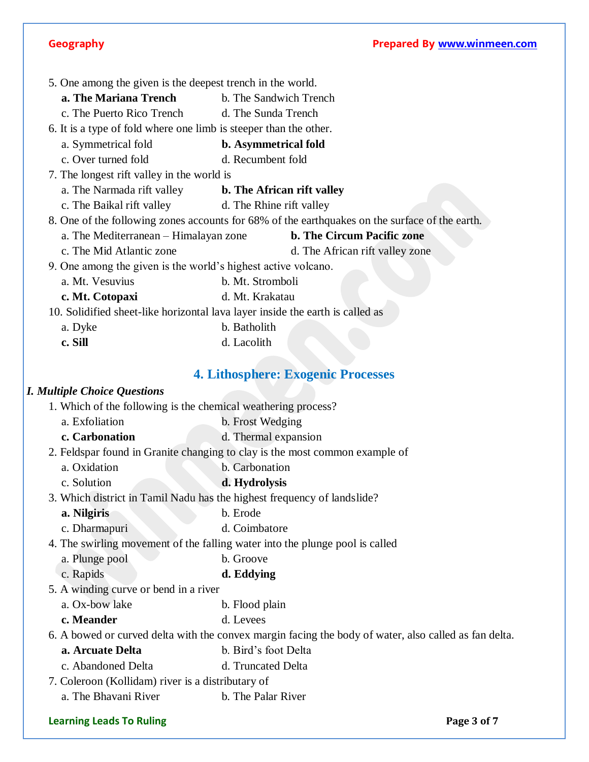5. One among the given is the deepest trench in the world.
   **a. The Mariana Trench** b. The Sandwich Trench
   c. The Puerto Rico Trench d. The Sunda Trench
6. It is a type of fold where one limb is steeper than the other.
   a. Symmetrical fold **b. Asymmetrical fold**
   c. Over turned fold d. Recumbent fold
7. The longest rift valley in the world is
   a. The Narmada rift valley **b. The African rift valley**
   c. The Baikal rift valley d. The Rhine rift valley
8. One of the following zones accounts for 68% of the earthquakes on the surface of the earth.
   a. The Mediterranean – Himalayan zone **b. The Circum Pacific zone**
   c. The Mid Atlantic zone d. The African rift valley zone
9. One among the given is the world's highest active volcano.
   a. Mt. Vesuvius b. Mt. Stromboli
   **c. Mt. Cotopaxi** d. Mt. Krakatau
10. Solidified sheet-like horizontal lava layer inside the earth is called as
    a. Dyke b. Batholith
    **c. Sill** d. Lacolith

## 4. Lithosphere: Exogenic Processes

***I. Multiple Choice Questions***

1. Which of the following is the chemical weathering process?
   a. Exfoliation b. Frost Wedging
   **c. Carbonation** d. Thermal expansion
2. Feldspar found in Granite changing to clay is the most common example of
   a. Oxidation b. Carbonation
   c. Solution **d. Hydrolysis**
3. Which district in Tamil Nadu has the highest frequency of landslide?
   **a. Nilgiris** b. Erode
   c. Dharmapuri d. Coimbatore
4. The swirling movement of the falling water into the plunge pool is called
   a. Plunge pool b. Groove
   c. Rapids **d. Eddying**
5. A winding curve or bend in a river
   a. Ox-bow lake b. Flood plain
   **c. Meander** d. Levees
6. A bowed or curved delta with the convex margin facing the body of water, also called as fan delta.
   **a. Arcuate Delta** b. Bird's foot Delta
   c. Abandoned Delta d. Truncated Delta
7. Coleroon (Kollidam) river is a distributary of
   a. The Bhavani River b. The Palar River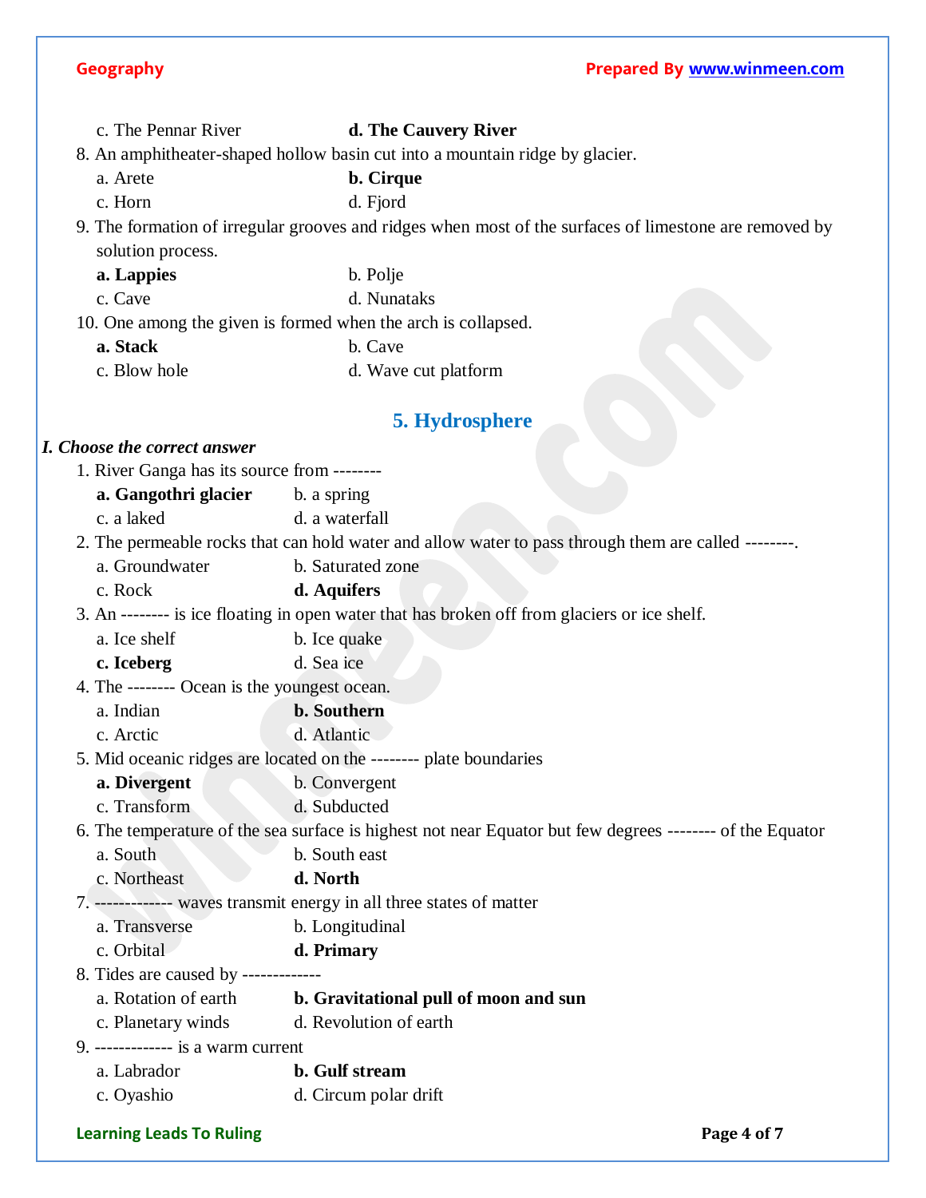c. The Pennar River **d. The Cauvery River**

8. An amphitheater-shaped hollow basin cut into a mountain ridge by glacier.
   a. Arete **b. Cirque**
   c. Horn d. Fjord
9. The formation of irregular grooves and ridges when most of the surfaces of limestone are removed by solution process.
   **a. Lappies** b. Polje
   c. Cave d. Nunataks
10. One among the given is formed when the arch is collapsed.
    **a. Stack** b. Cave
    c. Blow hole d. Wave cut platform

## 5. Hydrosphere

***I. Choose the correct answer***

1. River Ganga has its source from --------
   **a. Gangothri glacier** b. a spring
   c. a laked d. a waterfall
2. The permeable rocks that can hold water and allow water to pass through them are called --------.
   a. Groundwater b. Saturated zone
   c. Rock **d. Aquifers**
3. An -------- is ice floating in open water that has broken off from glaciers or ice shelf.
   a. Ice shelf b. Ice quake
   **c. Iceberg** d. Sea ice
4. The -------- Ocean is the youngest ocean.
   a. Indian **b. Southern**
   c. Arctic d. Atlantic
5. Mid oceanic ridges are located on the -------- plate boundaries
   **a. Divergent** b. Convergent
   c. Transform d. Subducted
6. The temperature of the sea surface is highest not near Equator but few degrees -------- of the Equator
   a. South b. South east
   c. Northeast **d. North**
7. ------------- waves transmit energy in all three states of matter
   a. Transverse b. Longitudinal
   c. Orbital **d. Primary**
8. Tides are caused by -------------
   a. Rotation of earth **b. Gravitational pull of moon and sun**
   c. Planetary winds d. Revolution of earth
9. ------------- is a warm current
   a. Labrador **b. Gulf stream**
   c. Oyashio d. Circum polar drift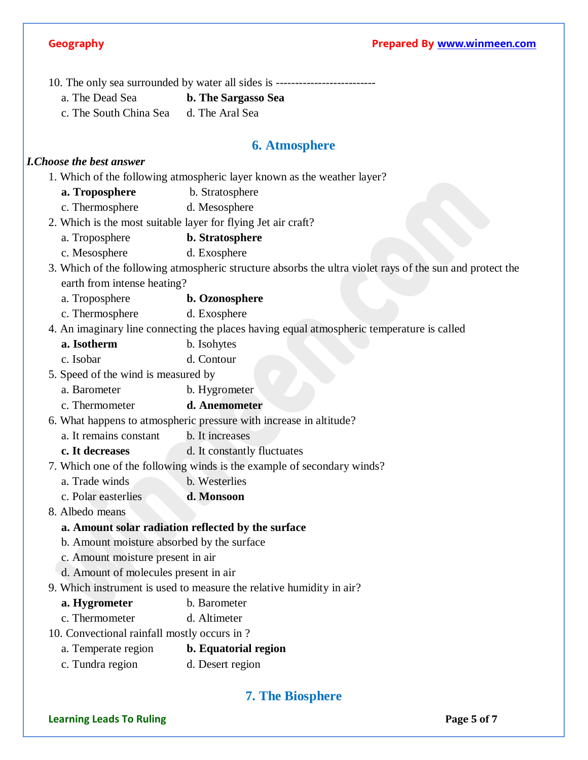10. The only sea surrounded by water all sides is --------------------------

   a. The Dead Sea   **b. The Sargasso Sea**

   c. The South China Sea   d. The Aral Sea

## 6. Atmosphere

***I.Choose the best answer***

1. Which of the following atmospheric layer known as the weather layer?

   **a. Troposphere**   b. Stratosphere

   c. Thermosphere   d. Mesosphere

2. Which is the most suitable layer for flying Jet air craft?

   a. Troposphere   **b. Stratosphere**

   c. Mesosphere   d. Exosphere

3. Which of the following atmospheric structure absorbs the ultra violet rays of the sun and protect the earth from intense heating?

   a. Troposphere   **b. Ozonosphere**

   c. Thermosphere   d. Exosphere

4. An imaginary line connecting the places having equal atmospheric temperature is called

   **a. Isotherm**   b. Isohytes

   c. Isobar   d. Contour

5. Speed of the wind is measured by

   a. Barometer   b. Hygrometer

   c. Thermometer   **d. Anemometer**

6. What happens to atmospheric pressure with increase in altitude?

   a. It remains constant   b. It increases

   **c. It decreases**   d. It constantly fluctuates

7. Which one of the following winds is the example of secondary winds?

   a. Trade winds   b. Westerlies

   c. Polar easterlies   **d. Monsoon**

8. Albedo means

   **a. Amount solar radiation reflected by the surface**

   b. Amount moisture absorbed by the surface

   c. Amount moisture present in air

   d. Amount of molecules present in air

9. Which instrument is used to measure the relative humidity in air?

   **a. Hygrometer**   b. Barometer

   c. Thermometer   d. Altimeter

10. Convectional rainfall mostly occurs in ?

   a. Temperate region   **b. Equatorial region**

   c. Tundra region   d. Desert region

## 7. The Biosphere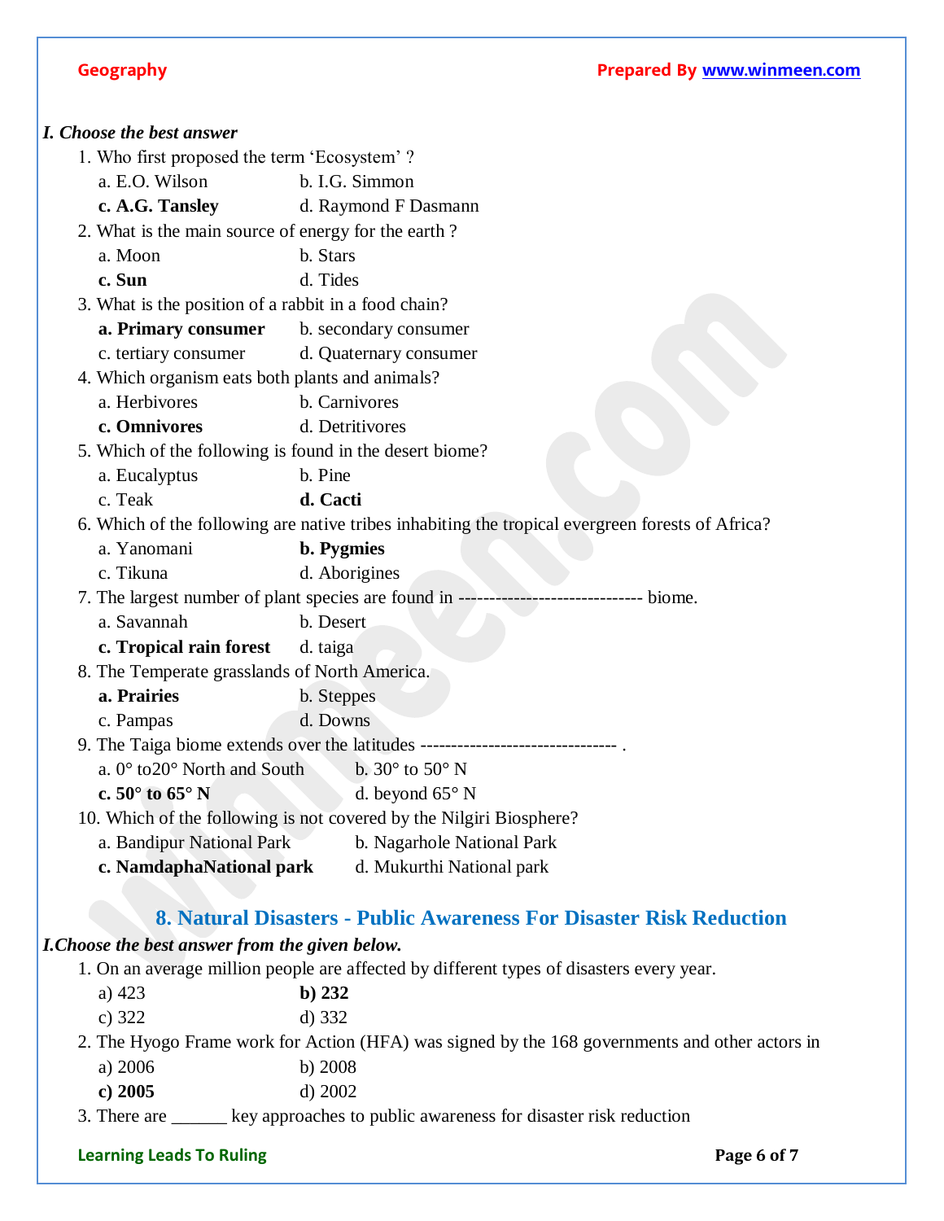***I. Choose the best answer***

1. Who first proposed the term 'Ecosystem' ?
   a. E.O. Wilson
   b. I.G. Simmon
   **c. A.G. Tansley**
   d. Raymond F Dasmann
2. What is the main source of energy for the earth ?
   a. Moon
   b. Stars
   **c. Sun**
   d. Tides
3. What is the position of a rabbit in a food chain?
   **a. Primary consumer**
   b. secondary consumer
   c. tertiary consumer
   d. Quaternary consumer
4. Which organism eats both plants and animals?
   a. Herbivores
   b. Carnivores
   **c. Omnivores**
   d. Detritivores
5. Which of the following is found in the desert biome?
   a. Eucalyptus
   b. Pine
   c. Teak
   **d. Cacti**
6. Which of the following are native tribes inhabiting the tropical evergreen forests of Africa?
   a. Yanomani
   **b. Pygmies**
   c. Tikuna
   d. Aborigines
7. The largest number of plant species are found in ---------------------------- biome.
   a. Savannah
   b. Desert
   **c. Tropical rain forest**
   d. taiga
8. The Temperate grasslands of North America.
   **a. Prairies**
   b. Steppes
   c. Pampas
   d. Downs
9. The Taiga biome extends over the latitudes ------------------------------- .
   a. 0° to20° North and South
   b. 30° to 50° N
   **c. 50° to 65° N**
   d. beyond 65° N
10. Which of the following is not covered by the Nilgiri Biosphere?
    a. Bandipur National Park
    b. Nagarhole National Park
    **c. NamdaphaNational park**
    d. Mukurthi National park

## 8. Natural Disasters - Public Awareness For Disaster Risk Reduction

***I.Choose the best answer from the given below.***

1. On an average million people are affected by different types of disasters every year.
   a) 423
   **b) 232**
   c) 322
   d) 332
2. The Hyogo Frame work for Action (HFA) was signed by the 168 governments and other actors in
   a) 2006
   b) 2008
   **c) 2005**
   d) 2002
3. There are ______ key approaches to public awareness for disaster risk reduction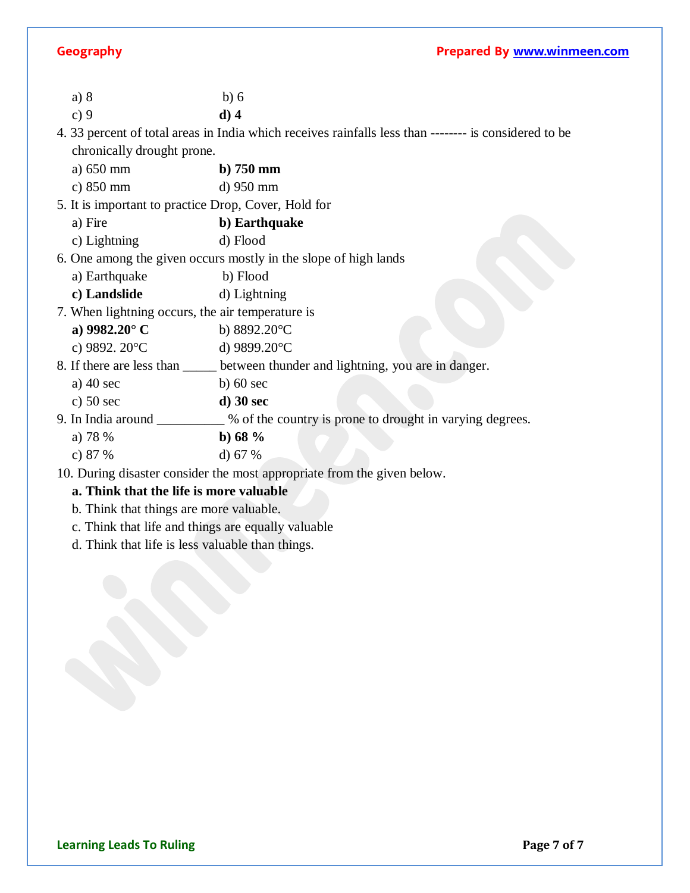a) 8 b) 6

c) 9 **d) 4**

4. 33 percent of total areas in India which receives rainfalls less than -------- is considered to be chronically drought prone.

   a) 650 mm **b) 750 mm**

   c) 850 mm d) 950 mm

5. It is important to practice Drop, Cover, Hold for

   a) Fire **b) Earthquake**

   c) Lightning d) Flood

6. One among the given occurs mostly in the slope of high lands

   a) Earthquake b) Flood

   **c) Landslide** d) Lightning

7. When lightning occurs, the air temperature is

   **a) 9982.20° C** b) 8892.20°C

   c) 9892. 20°C d) 9899.20°C

8. If there are less than _____ between thunder and lightning, you are in danger.

   a) 40 sec b) 60 sec

   c) 50 sec **d) 30 sec**

9. In India around __________ % of the country is prone to drought in varying degrees.

   a) 78 % **b) 68 %**

   c) 87 % d) 67 %

10. During disaster consider the most appropriate from the given below.

    **a. Think that the life is more valuable**

    b. Think that things are more valuable.

    c. Think that life and things are equally valuable

    d. Think that life is less valuable than things.